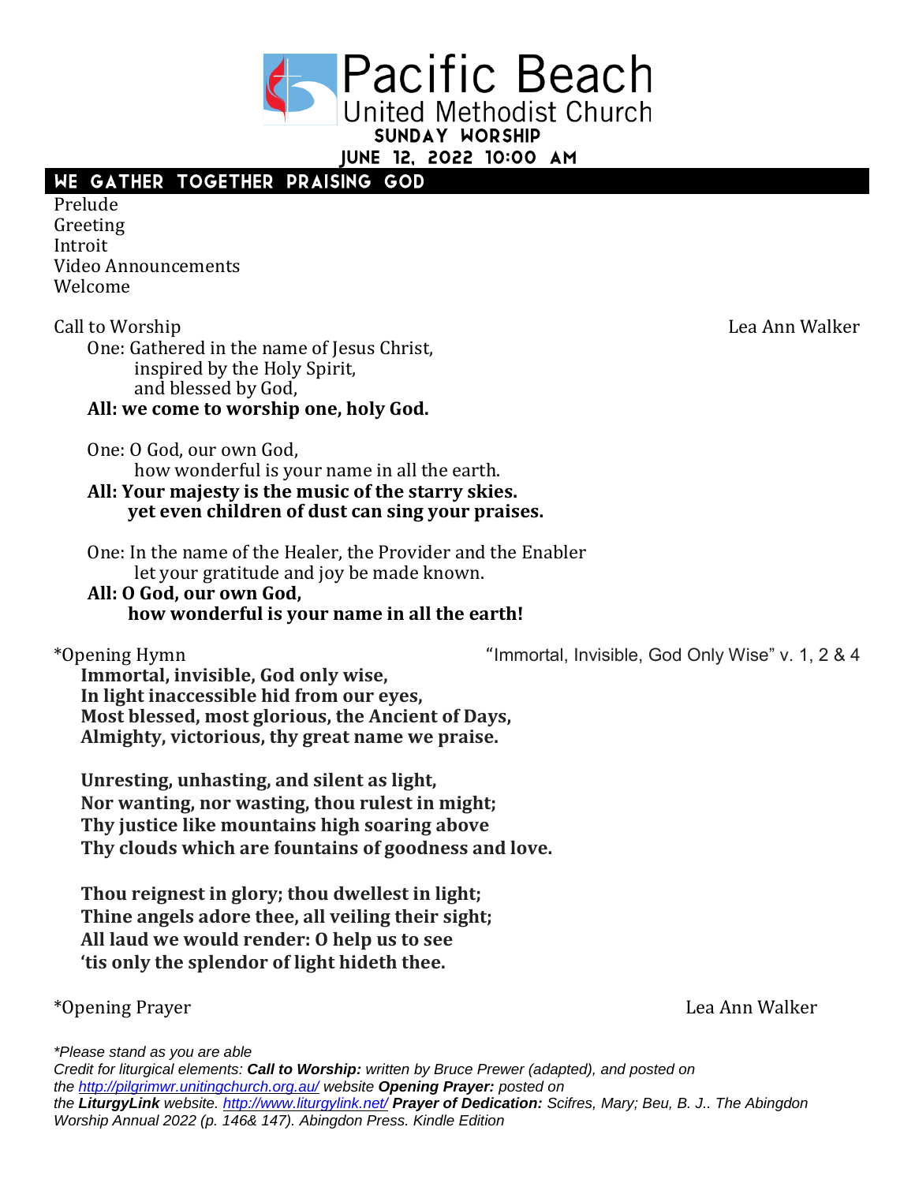# Pacific Beach United Methodist Church

## SUNDAY WORSHIP

## JUNE 12, 2022 10:00 AM

## WE GATHER TOGETHER PRAISING GOD

Prelude
Greeting
Introit
Video Announcements
Welcome

Call to Worship — Lea Ann Walker

One: Gathered in the name of Jesus Christ,
inspired by the Holy Spirit,
and blessed by God,
**All: we come to worship one, holy God.**

One: O God, our own God,
how wonderful is your name in all the earth.
**All: Your majesty is the music of the starry skies.**
**yet even children of dust can sing your praises.**

One: In the name of the Healer, the Provider and the Enabler
let your gratitude and joy be made known.
**All: O God, our own God,**
**how wonderful is your name in all the earth!**

*Opening Hymn — "Immortal, Invisible, God Only Wise" v. 1, 2 & 4

**Immortal, invisible, God only wise,**
**In light inaccessible hid from our eyes,**
**Most blessed, most glorious, the Ancient of Days,**
**Almighty, victorious, thy great name we praise.**

**Unresting, unhasting, and silent as light,**
**Nor wanting, nor wasting, thou rulest in might;**
**Thy justice like mountains high soaring above**
**Thy clouds which are fountains of goodness and love.**

**Thou reignest in glory; thou dwellest in light;**
**Thine angels adore thee, all veiling their sight;**
**All laud we would render: O help us to see**
**'tis only the splendor of light hideth thee.**

*Opening Prayer — Lea Ann Walker

*\*Please stand as you are able*
*Credit for liturgical elements: **Call to Worship:** written by Bruce Prewer (adapted), and posted on the http://pilgrimwr.unitingchurch.org.au/ website **Opening Prayer:** posted on the **LiturgyLink** website. http://www.liturgylink.net/ **Prayer of Dedication:** Scifres, Mary; Beu, B. J.. The Abingdon Worship Annual 2022 (p. 146& 147). Abingdon Press. Kindle Edition*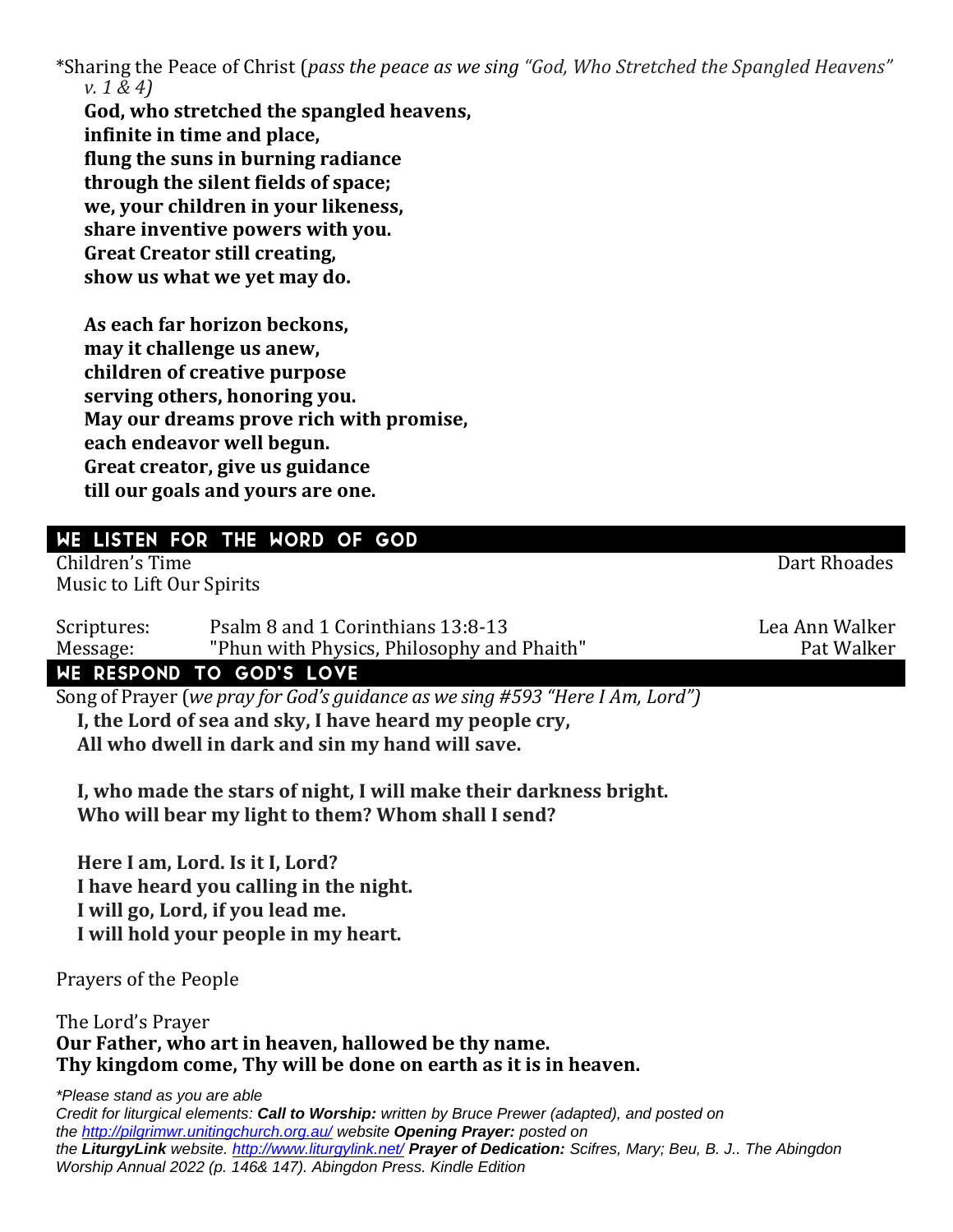*Sharing the Peace of Christ (*pass the peace as we sing "God, Who Stretched the Spangled Heavens" v. 1 & 4)*

**God, who stretched the spangled heavens,**
**infinite in time and place,**
**flung the suns in burning radiance**
**through the silent fields of space;**
**we, your children in your likeness,**
**share inventive powers with you.**
**Great Creator still creating,**
**show us what we yet may do.**

**As each far horizon beckons,**
**may it challenge us anew,**
**children of creative purpose**
**serving others, honoring you.**
**May our dreams prove rich with promise,**
**each endeavor well begun.**
**Great creator, give us guidance**
**till our goals and yours are one.**

## We Listen for the Word of God

Children's Time — Dart Rhoades
Music to Lift Our Spirits

Scriptures: Psalm 8 and 1 Corinthians 13:8-13 — Lea Ann Walker
Message: "Phun with Physics, Philosophy and Phaith" — Pat Walker

## We Respond to God's Love

Song of Prayer (*we pray for God's guidance as we sing #593 "Here I Am, Lord")*

**I, the Lord of sea and sky, I have heard my people cry,**
**All who dwell in dark and sin my hand will save.**

**I, who made the stars of night, I will make their darkness bright.**
**Who will bear my light to them? Whom shall I send?**

**Here I am, Lord. Is it I, Lord?**
**I have heard you calling in the night.**
**I will go, Lord, if you lead me.**
**I will hold your people in my heart.**

Prayers of the People

The Lord's Prayer
**Our Father, who art in heaven, hallowed be thy name.**
**Thy kingdom come, Thy will be done on earth as it is in heaven.**

*\*Please stand as you are able*
*Credit for liturgical elements: **Call to Worship:** written by Bruce Prewer (adapted), and posted on the [http://pilgrimwr.unitingchurch.org.au/](http://pilgrimwr.unitingchurch.org.au/) website **Opening Prayer:** posted on the **LiturgyLink** website. [http://www.liturgylink.net/](http://www.liturgylink.net/) **Prayer of Dedication:** Scifres, Mary; Beu, B. J.. The Abingdon Worship Annual 2022 (p. 146& 147). Abingdon Press. Kindle Edition*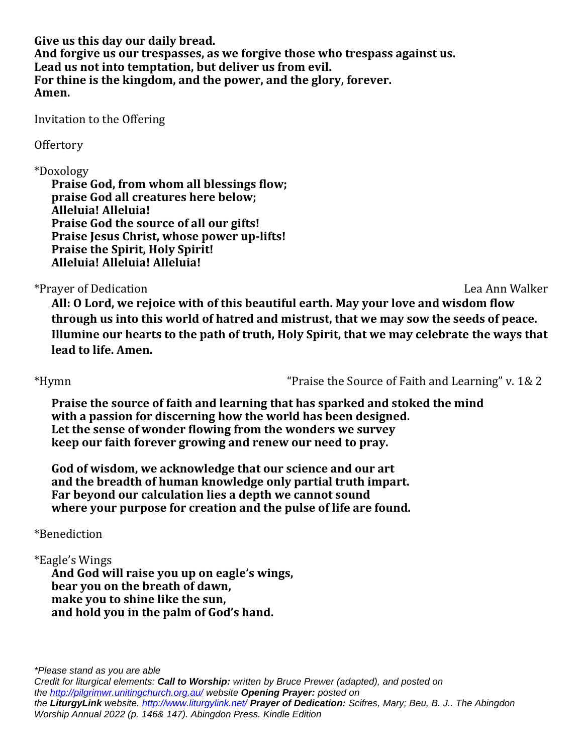**Give us this day our daily bread.**
**And forgive us our trespasses, as we forgive those who trespass against us.**
**Lead us not into temptation, but deliver us from evil.**
**For thine is the kingdom, and the power, and the glory, forever.**
**Amen.**

Invitation to the Offering

Offertory

*Doxology

**Praise God, from whom all blessings flow;**
**praise God all creatures here below;**
**Alleluia! Alleluia!**
**Praise God the source of all our gifts!**
**Praise Jesus Christ, whose power up-lifts!**
**Praise the Spirit, Holy Spirit!**
**Alleluia! Alleluia! Alleluia!**

*Prayer of Dedication — Lea Ann Walker

**All: O Lord, we rejoice with of this beautiful earth. May your love and wisdom flow through us into this world of hatred and mistrust, that we may sow the seeds of peace. Illumine our hearts to the path of truth, Holy Spirit, that we may celebrate the ways that lead to life. Amen.**

*Hymn — "Praise the Source of Faith and Learning" v. 1& 2

**Praise the source of faith and learning that has sparked and stoked the mind**
**with a passion for discerning how the world has been designed.**
**Let the sense of wonder flowing from the wonders we survey**
**keep our faith forever growing and renew our need to pray.**

**God of wisdom, we acknowledge that our science and our art**
**and the breadth of human knowledge only partial truth impart.**
**Far beyond our calculation lies a depth we cannot sound**
**where your purpose for creation and the pulse of life are found.**

*Benediction

*Eagle's Wings

**And God will raise you up on eagle's wings,**
**bear you on the breath of dawn,**
**make you to shine like the sun,**
**and hold you in the palm of God's hand.**

*\*Please stand as you are able*

*Credit for liturgical elements: **Call to Worship:** written by Bruce Prewer (adapted), and posted on the [http://pilgrimwr.unitingchurch.org.au/](http://pilgrimwr.unitingchurch.org.au/) website **Opening Prayer:** posted on the **LiturgyLink** website. [http://www.liturgylink.net/](http://www.liturgylink.net/) **Prayer of Dedication:** Scifres, Mary; Beu, B. J.. The Abingdon Worship Annual 2022 (p. 146& 147). Abingdon Press. Kindle Edition*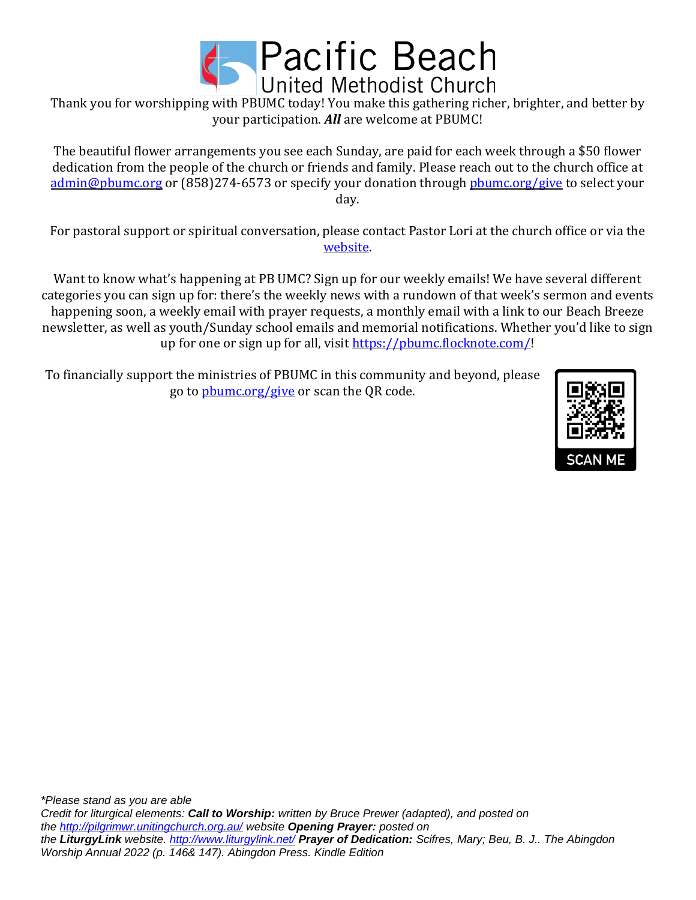# Pacific Beach United Methodist Church

Thank you for worshipping with PBUMC today! You make this gathering richer, brighter, and better by your participation. ***All*** are welcome at PBUMC!

The beautiful flower arrangements you see each Sunday, are paid for each week through a $50 flower dedication from the people of the church or friends and family. Please reach out to the church office at admin@pbumc.org or (858)274-6573 or specify your donation through pbumc.org/give to select your day.

For pastoral support or spiritual conversation, please contact Pastor Lori at the church office or via the website.

Want to know what's happening at PB UMC? Sign up for our weekly emails! We have several different categories you can sign up for: there's the weekly news with a rundown of that week's sermon and events happening soon, a weekly email with prayer requests, a monthly email with a link to our Beach Breeze newsletter, as well as youth/Sunday school emails and memorial notifications. Whether you'd like to sign up for one or sign up for all, visit https://pbumc.flocknote.com/!

To financially support the ministries of PBUMC in this community and beyond, please go to pbumc.org/give or scan the QR code.

SCAN ME

*\*Please stand as you are able*
*Credit for liturgical elements:* ***Call to Worship:*** *written by Bruce Prewer (adapted), and posted on the http://pilgrimwr.unitingchurch.org.au/ website* ***Opening Prayer:*** *posted on the* ***LiturgyLink*** *website. http://www.liturgylink.net/* ***Prayer of Dedication:*** *Scifres, Mary; Beu, B. J.. The Abingdon Worship Annual 2022 (p. 146& 147). Abingdon Press. Kindle Edition*